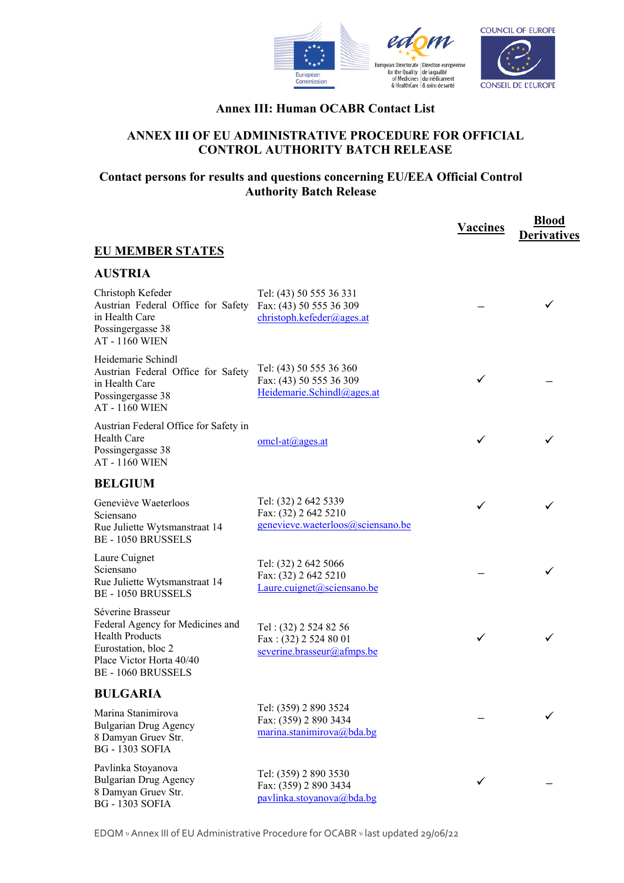# Annex III: Human OCABR Contact List

## ANNEX III OF EU ADMINISTRATIVE PROCEDURE FOR OFFICIAL CONTROL AUTHORITY BATCH RELEASE

### Contact persons for results and questions concerning EU/EEA Official Control Authority Batch Release

| | | Vaccines | Blood Derivatives |
|---|---|---|---|
| **EU MEMBER STATES** | | | |
| **AUSTRIA** | | | |
| Christoph Kefeder<br>Austrian Federal Office for Safety in Health Care<br>Possingergasse 38<br>AT - 1160 WIEN | Tel: (43) 50 555 36 331<br>Fax: (43) 50 555 36 309<br>christoph.kefeder@ages.at | – | ✓ |
| Heidemarie Schindl<br>Austrian Federal Office for Safety in Health Care<br>Possingergasse 38<br>AT - 1160 WIEN | Tel: (43) 50 555 36 360<br>Fax: (43) 50 555 36 309<br>Heidemarie.Schindl@ages.at | ✓ | – |
| Austrian Federal Office for Safety in Health Care<br>Possingergasse 38<br>AT - 1160 WIEN | omcl-at@ages.at | ✓ | ✓ |
| **BELGIUM** | | | |
| Geneviève Waeterloos<br>Sciensano<br>Rue Juliette Wytsmanstraat 14<br>BE - 1050 BRUSSELS | Tel: (32) 2 642 5339<br>Fax: (32) 2 642 5210<br>genevieve.waeterloos@sciensano.be | ✓ | ✓ |
| Laure Cuignet<br>Sciensano<br>Rue Juliette Wytsmanstraat 14<br>BE - 1050 BRUSSELS | Tel: (32) 2 642 5066<br>Fax: (32) 2 642 5210<br>Laure.cuignet@sciensano.be | – | ✓ |
| Séverine Brasseur<br>Federal Agency for Medicines and Health Products<br>Eurostation, bloc 2<br>Place Victor Horta 40/40<br>BE - 1060 BRUSSELS | Tel : (32) 2 524 82 56<br>Fax : (32) 2 524 80 01<br>severine.brasseur@afmps.be | ✓ | ✓ |
| **BULGARIA** | | | |
| Marina Stanimirova<br>Bulgarian Drug Agency<br>8 Damyan Gruev Str.<br>BG - 1303 SOFIA | Tel: (359) 2 890 3524<br>Fax: (359) 2 890 3434<br>marina.stanimirova@bda.bg | – | ✓ |
| Pavlinka Stoyanova<br>Bulgarian Drug Agency<br>8 Damyan Gruev Str.<br>BG - 1303 SOFIA | Tel: (359) 2 890 3530<br>Fax: (359) 2 890 3434<br>pavlinka.stoyanova@bda.bg | ✓ | – |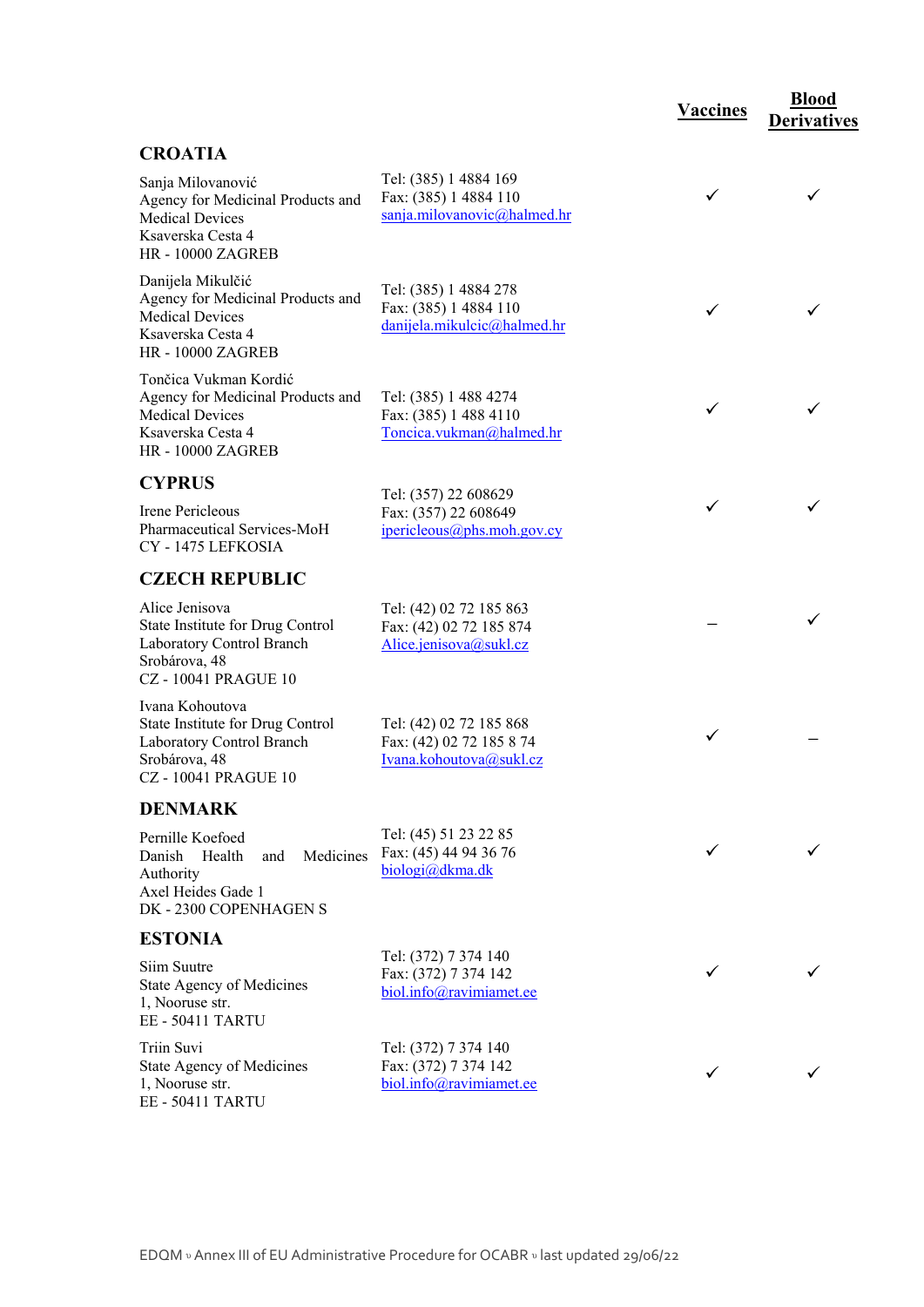| | | Vaccines | Blood Derivatives |
|---|---|---|---|
| **CROATIA** | | | |
| Sanja Milovanović<br>Agency for Medicinal Products and Medical Devices<br>Ksaverska Cesta 4<br>HR - 10000 ZAGREB | Tel: (385) 1 4884 169<br>Fax: (385) 1 4884 110<br>sanja.milovanovic@halmed.hr | ✓ | ✓ |
| Danijela Mikulčić<br>Agency for Medicinal Products and Medical Devices<br>Ksaverska Cesta 4<br>HR - 10000 ZAGREB | Tel: (385) 1 4884 278<br>Fax: (385) 1 4884 110<br>danijela.mikulcic@halmed.hr | ✓ | ✓ |
| Tončica Vukman Kordić<br>Agency for Medicinal Products and Medical Devices<br>Ksaverska Cesta 4<br>HR - 10000 ZAGREB | Tel: (385) 1 488 4274<br>Fax: (385) 1 488 4110<br>Toncica.vukman@halmed.hr | ✓ | ✓ |
| **CYPRUS** | | | |
| Irene Pericleous<br>Pharmaceutical Services-MoH<br>CY - 1475 LEFKOSIA | Tel: (357) 22 608629<br>Fax: (357) 22 608649<br>ipericleous@phs.moh.gov.cy | ✓ | ✓ |
| **CZECH REPUBLIC** | | | |
| Alice Jenisova<br>State Institute for Drug Control<br>Laboratory Control Branch<br>Srobárova, 48<br>CZ - 10041 PRAGUE 10 | Tel: (42) 02 72 185 863<br>Fax: (42) 02 72 185 874<br>Alice.jenisova@sukl.cz | – | ✓ |
| Ivana Kohoutova<br>State Institute for Drug Control<br>Laboratory Control Branch<br>Srobárova, 48<br>CZ - 10041 PRAGUE 10 | Tel: (42) 02 72 185 868<br>Fax: (42) 02 72 185 8 74<br>Ivana.kohoutova@sukl.cz | ✓ | – |
| **DENMARK** | | | |
| Pernille Koefoed<br>Danish Health and Medicines Authority<br>Axel Heides Gade 1<br>DK - 2300 COPENHAGEN S | Tel: (45) 51 23 22 85<br>Fax: (45) 44 94 36 76<br>biologi@dkma.dk | ✓ | ✓ |
| **ESTONIA** | | | |
| Siim Suutre<br>State Agency of Medicines<br>1, Nooruse str.<br>EE - 50411 TARTU | Tel: (372) 7 374 140<br>Fax: (372) 7 374 142<br>biol.info@ravimiamet.ee | ✓ | ✓ |
| Triin Suvi<br>State Agency of Medicines<br>1, Nooruse str.<br>EE - 50411 TARTU | Tel: (372) 7 374 140<br>Fax: (372) 7 374 142<br>biol.info@ravimiamet.ee | ✓ | ✓ |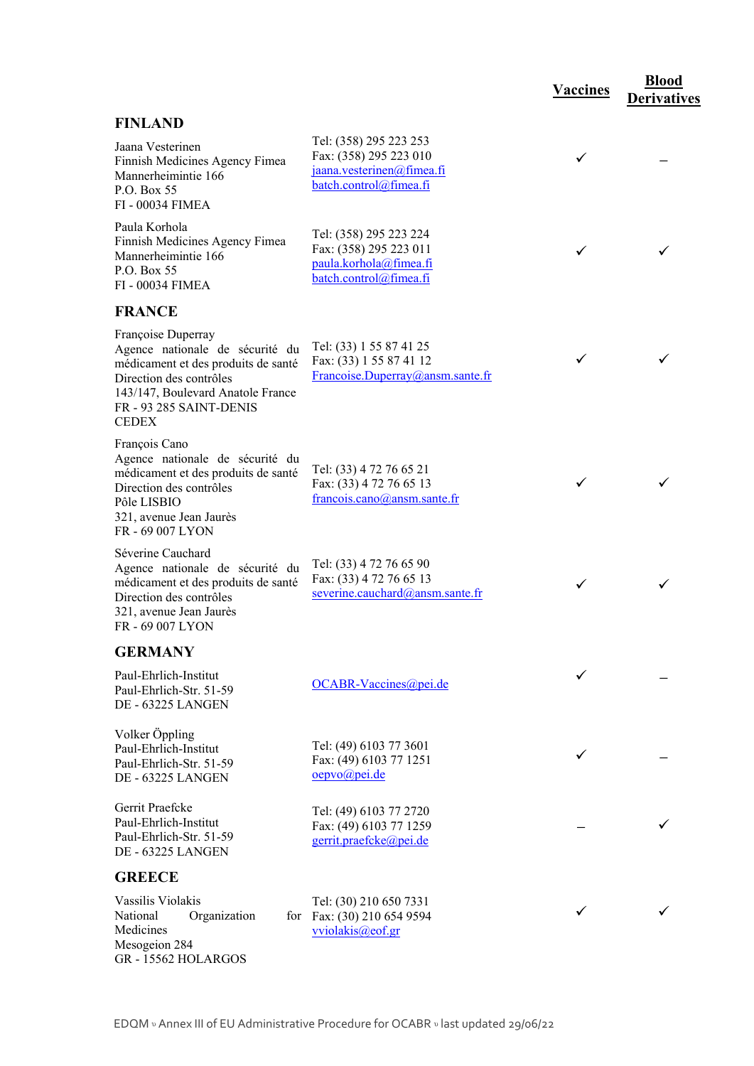| | | Vaccines | Blood Derivatives |
|---|---|---|---|
| **FINLAND** | | | |
| Jaana Vesterinen<br>Finnish Medicines Agency Fimea<br>Mannerheimintie 166<br>P.O. Box 55<br>FI - 00034 FIMEA | Tel: (358) 295 223 253<br>Fax: (358) 295 223 010<br>jaana.vesterinen@fimea.fi<br>batch.control@fimea.fi | ✓ | – |
| Paula Korhola<br>Finnish Medicines Agency Fimea<br>Mannerheimintie 166<br>P.O. Box 55<br>FI - 00034 FIMEA | Tel: (358) 295 223 224<br>Fax: (358) 295 223 011<br>paula.korhola@fimea.fi<br>batch.control@fimea.fi | ✓ | ✓ |
| **FRANCE** | | | |
| Françoise Duperray<br>Agence nationale de sécurité du médicament et des produits de santé<br>Direction des contrôles<br>143/147, Boulevard Anatole France<br>FR - 93 285 SAINT-DENIS CEDEX | Tel: (33) 1 55 87 41 25<br>Fax: (33) 1 55 87 41 12<br>Francoise.Duperray@ansm.sante.fr | ✓ | ✓ |
| François Cano<br>Agence nationale de sécurité du médicament et des produits de santé<br>Direction des contrôles<br>Pôle LISBIO<br>321, avenue Jean Jaurès<br>FR - 69 007 LYON | Tel: (33) 4 72 76 65 21<br>Fax: (33) 4 72 76 65 13<br>francois.cano@ansm.sante.fr | ✓ | ✓ |
| Séverine Cauchard<br>Agence nationale de sécurité du médicament et des produits de santé<br>Direction des contrôles<br>321, avenue Jean Jaurès<br>FR - 69 007 LYON | Tel: (33) 4 72 76 65 90<br>Fax: (33) 4 72 76 65 13<br>severine.cauchard@ansm.sante.fr | ✓ | ✓ |
| **GERMANY** | | | |
| Paul-Ehrlich-Institut<br>Paul-Ehrlich-Str. 51-59<br>DE - 63225 LANGEN | OCABR-Vaccines@pei.de | ✓ | – |
| Volker Öppling<br>Paul-Ehrlich-Institut<br>Paul-Ehrlich-Str. 51-59<br>DE - 63225 LANGEN | Tel: (49) 6103 77 3601<br>Fax: (49) 6103 77 1251<br>oepvo@pei.de | ✓ | – |
| Gerrit Praefcke<br>Paul-Ehrlich-Institut<br>Paul-Ehrlich-Str. 51-59<br>DE - 63225 LANGEN | Tel: (49) 6103 77 2720<br>Fax: (49) 6103 77 1259<br>gerrit.praefcke@pei.de | – | ✓ |
| **GREECE** | | | |
| Vassilis Violakis<br>National Organization for Medicines<br>Mesogeion 284<br>GR - 15562 HOLARGOS | Tel: (30) 210 650 7331<br>Fax: (30) 210 654 9594<br>vviolakis@eof.gr | ✓ | ✓ |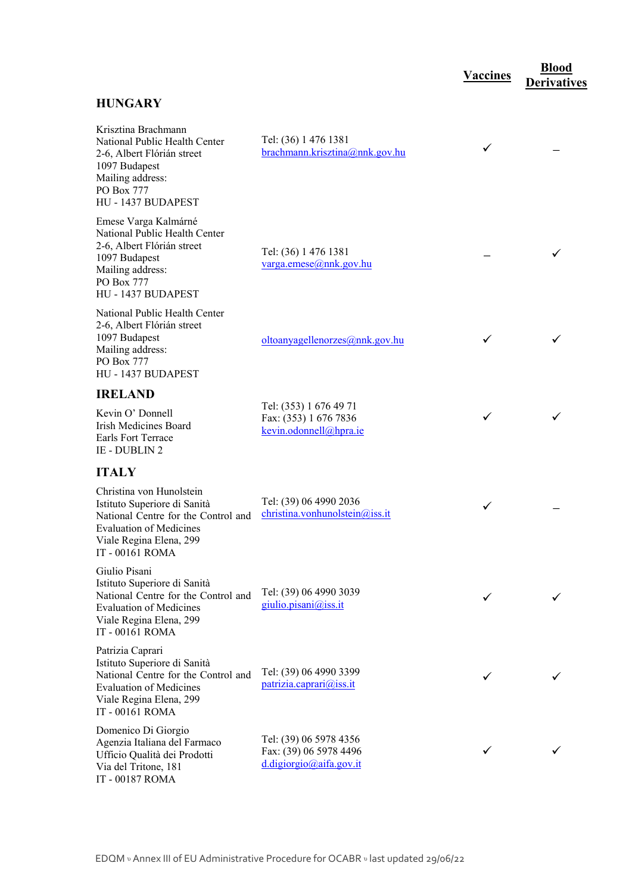| | | Vaccines | Blood Derivatives |
|---|---|---|---|
| **HUNGARY** | | | |
| Krisztina Brachmann<br>National Public Health Center<br>2-6, Albert Flórián street<br>1097 Budapest<br>Mailing address:<br>PO Box 777<br>HU - 1437 BUDAPEST | Tel: (36) 1 476 1381<br>brachmann.krisztina@nnk.gov.hu | ✓ | – |
| Emese Varga Kalmárné<br>National Public Health Center<br>2-6, Albert Flórián street<br>1097 Budapest<br>Mailing address:<br>PO Box 777<br>HU - 1437 BUDAPEST | Tel: (36) 1 476 1381<br>varga.emese@nnk.gov.hu | – | ✓ |
| National Public Health Center<br>2-6, Albert Flórián street<br>1097 Budapest<br>Mailing address:<br>PO Box 777<br>HU - 1437 BUDAPEST | oltoanyagellenorzes@nnk.gov.hu | ✓ | ✓ |
| **IRELAND** | | | |
| Kevin O' Donnell<br>Irish Medicines Board<br>Earls Fort Terrace<br>IE - DUBLIN 2 | Tel: (353) 1 676 49 71<br>Fax: (353) 1 676 7836<br>kevin.odonnell@hpra.ie | ✓ | ✓ |
| **ITALY** | | | |
| Christina von Hunolstein<br>Istituto Superiore di Sanità<br>National Centre for the Control and Evaluation of Medicines<br>Viale Regina Elena, 299<br>IT - 00161 ROMA | Tel: (39) 06 4990 2036<br>christina.vonhunolstein@iss.it | ✓ | – |
| Giulio Pisani<br>Istituto Superiore di Sanità<br>National Centre for the Control and Evaluation of Medicines<br>Viale Regina Elena, 299<br>IT - 00161 ROMA | Tel: (39) 06 4990 3039<br>giulio.pisani@iss.it | ✓ | ✓ |
| Patrizia Caprari<br>Istituto Superiore di Sanità<br>National Centre for the Control and Evaluation of Medicines<br>Viale Regina Elena, 299<br>IT - 00161 ROMA | Tel: (39) 06 4990 3399<br>patrizia.caprari@iss.it | ✓ | ✓ |
| Domenico Di Giorgio<br>Agenzia Italiana del Farmaco<br>Ufficio Qualità dei Prodotti<br>Via del Tritone, 181<br>IT - 00187 ROMA | Tel: (39) 06 5978 4356<br>Fax: (39) 06 5978 4496<br>d.digiorgio@aifa.gov.it | ✓ | ✓ |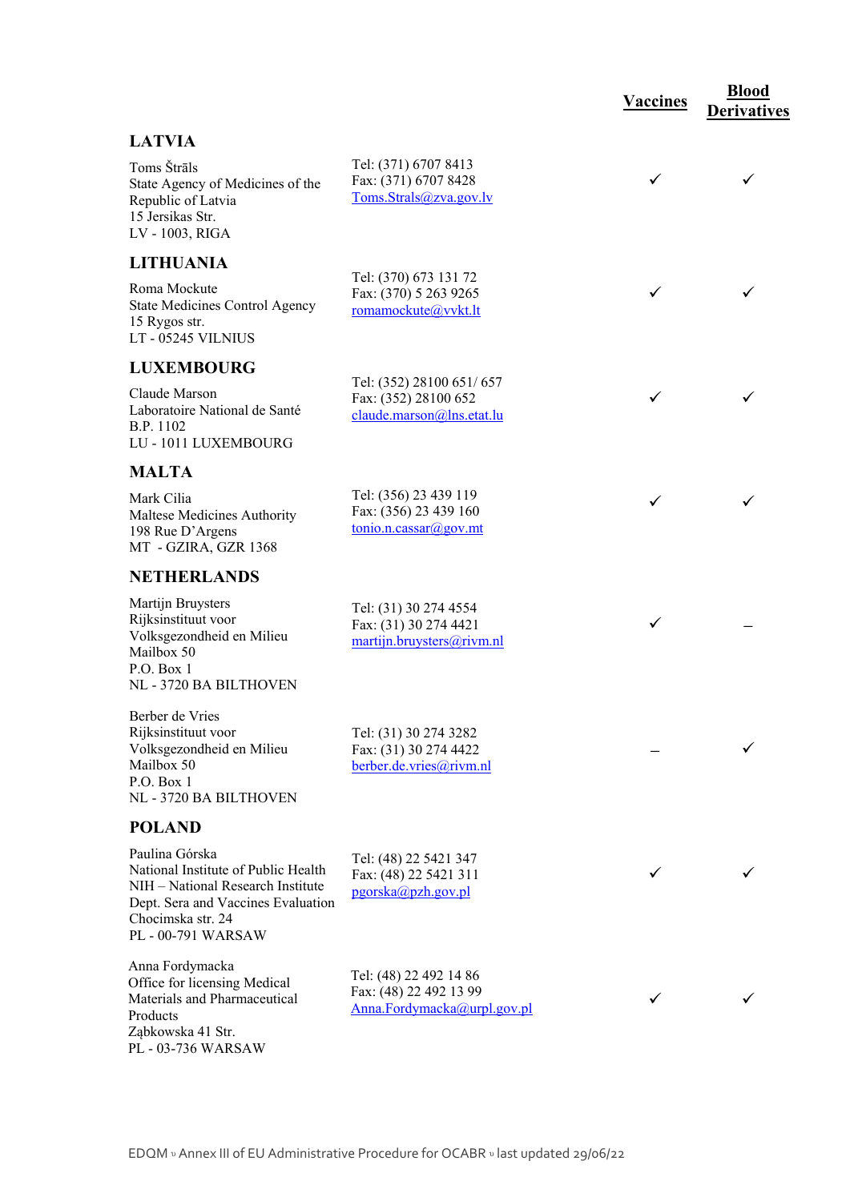| | | Vaccines | Blood Derivatives |
|---|---|---|---|
| **LATVIA** | | | |
| Toms Štrāls<br>State Agency of Medicines of the Republic of Latvia<br>15 Jersikas Str.<br>LV - 1003, RIGA | Tel: (371) 6707 8413<br>Fax: (371) 6707 8428<br>Toms.Strals@zva.gov.lv | ✓ | ✓ |
| **LITHUANIA** | | | |
| Roma Mockute<br>State Medicines Control Agency<br>15 Rygos str.<br>LT - 05245 VILNIUS | Tel: (370) 673 131 72<br>Fax: (370) 5 263 9265<br>romamockute@vvkt.lt | ✓ | ✓ |
| **LUXEMBOURG** | | | |
| Claude Marson<br>Laboratoire National de Santé<br>B.P. 1102<br>LU - 1011 LUXEMBOURG | Tel: (352) 28100 651/ 657<br>Fax: (352) 28100 652<br>claude.marson@lns.etat.lu | ✓ | ✓ |
| **MALTA** | | | |
| Mark Cilia<br>Maltese Medicines Authority<br>198 Rue D'Argens<br>MT - GZIRA, GZR 1368 | Tel: (356) 23 439 119<br>Fax: (356) 23 439 160<br>tonio.n.cassar@gov.mt | ✓ | ✓ |
| **NETHERLANDS** | | | |
| Martijn Bruysters<br>Rijksinstituut voor Volksgezondheid en Milieu<br>Mailbox 50<br>P.O. Box 1<br>NL - 3720 BA BILTHOVEN | Tel: (31) 30 274 4554<br>Fax: (31) 30 274 4421<br>martijn.bruysters@rivm.nl | ✓ | – |
| Berber de Vries<br>Rijksinstituut voor Volksgezondheid en Milieu<br>Mailbox 50<br>P.O. Box 1<br>NL - 3720 BA BILTHOVEN | Tel: (31) 30 274 3282<br>Fax: (31) 30 274 4422<br>berber.de.vries@rivm.nl | – | ✓ |
| **POLAND** | | | |
| Paulina Górska<br>National Institute of Public Health<br>NIH – National Research Institute<br>Dept. Sera and Vaccines Evaluation<br>Chocimska str. 24<br>PL - 00-791 WARSAW | Tel: (48) 22 5421 347<br>Fax: (48) 22 5421 311<br>pgorska@pzh.gov.pl | ✓ | ✓ |
| Anna Fordymacka<br>Office for licensing Medical Materials and Pharmaceutical Products<br>Ząbkowska 41 Str.<br>PL - 03-736 WARSAW | Tel: (48) 22 492 14 86<br>Fax: (48) 22 492 13 99<br>Anna.Fordymacka@urpl.gov.pl | ✓ | ✓ |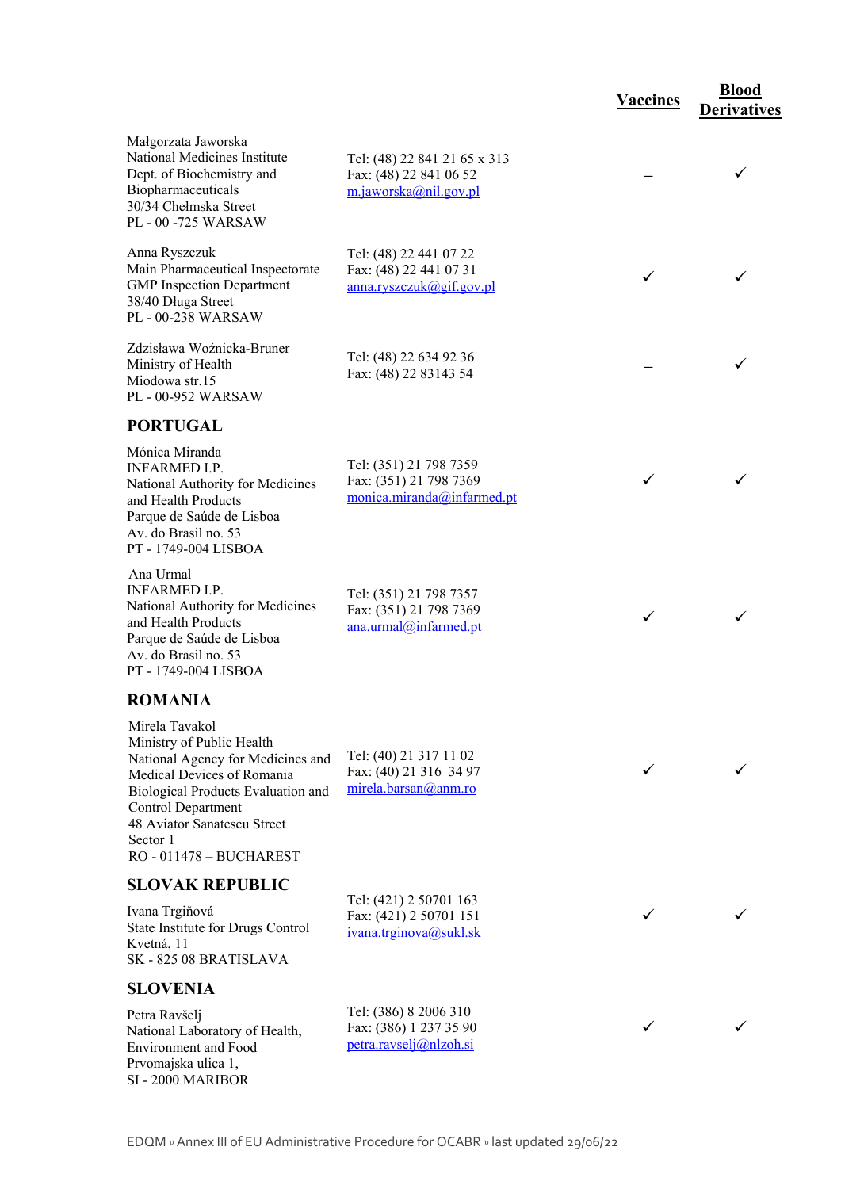| | | Vaccines | Blood Derivatives |
|---|---|---|---|
| Małgorzata Jaworska<br>National Medicines Institute<br>Dept. of Biochemistry and Biopharmaceuticals<br>30/34 Chełmska Street<br>PL - 00 -725 WARSAW | Tel: (48) 22 841 21 65 x 313<br>Fax: (48) 22 841 06 52<br>m.jaworska@nil.gov.pl | – | ✓ |
| Anna Ryszczuk<br>Main Pharmaceutical Inspectorate<br>GMP Inspection Department<br>38/40 Długa Street<br>PL - 00-238 WARSAW | Tel: (48) 22 441 07 22<br>Fax: (48) 22 441 07 31<br>anna.ryszczuk@gif.gov.pl | ✓ | ✓ |
| Zdzisława Woźnicka-Bruner<br>Ministry of Health<br>Miodowa str.15<br>PL - 00-952 WARSAW | Tel: (48) 22 634 92 36<br>Fax: (48) 22 83143 54 | – | ✓ |
| **PORTUGAL** | | | |
| Mónica Miranda<br>INFARMED I.P.<br>National Authority for Medicines and Health Products<br>Parque de Saúde de Lisboa<br>Av. do Brasil no. 53<br>PT - 1749-004 LISBOA | Tel: (351) 21 798 7359<br>Fax: (351) 21 798 7369<br>monica.miranda@infarmed.pt | ✓ | ✓ |
| Ana Urmal<br>INFARMED I.P.<br>National Authority for Medicines and Health Products<br>Parque de Saúde de Lisboa<br>Av. do Brasil no. 53<br>PT - 1749-004 LISBOA | Tel: (351) 21 798 7357<br>Fax: (351) 21 798 7369<br>ana.urmal@infarmed.pt | ✓ | ✓ |
| **ROMANIA** | | | |
| Mirela Tavakol<br>Ministry of Public Health<br>National Agency for Medicines and Medical Devices of Romania<br>Biological Products Evaluation and Control Department<br>48 Aviator Sanatescu Street<br>Sector 1<br>RO - 011478 – BUCHAREST | Tel: (40) 21 317 11 02<br>Fax: (40) 21 316 34 97<br>mirela.barsan@anm.ro | ✓ | ✓ |
| **SLOVAK REPUBLIC** | | | |
| Ivana Trgiňová<br>State Institute for Drugs Control<br>Kvetná, 11<br>SK - 825 08 BRATISLAVA | Tel: (421) 2 50701 163<br>Fax: (421) 2 50701 151<br>ivana.trginova@sukl.sk | ✓ | ✓ |
| **SLOVENIA** | | | |
| Petra Ravšelj<br>National Laboratory of Health, Environment and Food<br>Prvomajska ulica 1,<br>SI - 2000 MARIBOR | Tel: (386) 8 2006 310<br>Fax: (386) 1 237 35 90<br>petra.ravselj@nlzoh.si | ✓ | ✓ |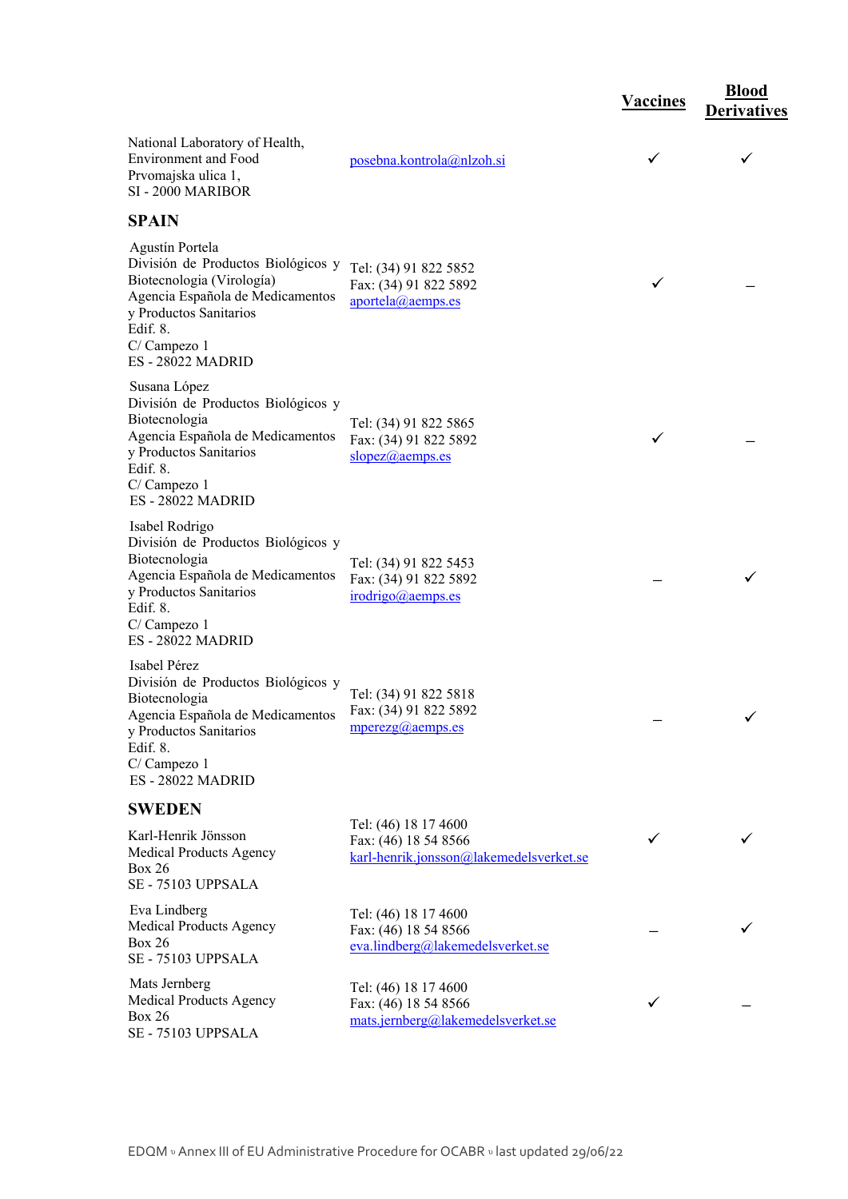| | | Vaccines | Blood Derivatives |
|---|---|---|---|
| National Laboratory of Health, Environment and Food<br>Prvomajska ulica 1,<br>SI - 2000 MARIBOR | posebna.kontrola@nlzoh.si | ✓ | ✓ |
| **SPAIN** | | | |
| Agustín Portela<br>División de Productos Biológicos y Biotecnologia (Virología)<br>Agencia Española de Medicamentos y Productos Sanitarios<br>Edif. 8.<br>C/ Campezo 1<br>ES - 28022 MADRID | Tel: (34) 91 822 5852<br>Fax: (34) 91 822 5892<br>aportela@aemps.es | ✓ | – |
| Susana López<br>División de Productos Biológicos y Biotecnologia<br>Agencia Española de Medicamentos y Productos Sanitarios<br>Edif. 8.<br>C/ Campezo 1<br>ES - 28022 MADRID | Tel: (34) 91 822 5865<br>Fax: (34) 91 822 5892<br>slopez@aemps.es | ✓ | – |
| Isabel Rodrigo<br>División de Productos Biológicos y Biotecnologia<br>Agencia Española de Medicamentos y Productos Sanitarios<br>Edif. 8.<br>C/ Campezo 1<br>ES - 28022 MADRID | Tel: (34) 91 822 5453<br>Fax: (34) 91 822 5892<br>irodrigo@aemps.es | – | ✓ |
| Isabel Pérez<br>División de Productos Biológicos y Biotecnologia<br>Agencia Española de Medicamentos y Productos Sanitarios<br>Edif. 8.<br>C/ Campezo 1<br>ES - 28022 MADRID | Tel: (34) 91 822 5818<br>Fax: (34) 91 822 5892<br>mperezg@aemps.es | – | ✓ |
| **SWEDEN** | | | |
| Karl-Henrik Jönsson<br>Medical Products Agency<br>Box 26<br>SE - 75103 UPPSALA | Tel: (46) 18 17 4600<br>Fax: (46) 18 54 8566<br>karl-henrik.jonsson@lakemedelsverket.se | ✓ | ✓ |
| Eva Lindberg<br>Medical Products Agency<br>Box 26<br>SE - 75103 UPPSALA | Tel: (46) 18 17 4600<br>Fax: (46) 18 54 8566<br>eva.lindberg@lakemedelsverket.se | – | ✓ |
| Mats Jernberg<br>Medical Products Agency<br>Box 26<br>SE - 75103 UPPSALA | Tel: (46) 18 17 4600<br>Fax: (46) 18 54 8566<br>mats.jernberg@lakemedelsverket.se | ✓ | – |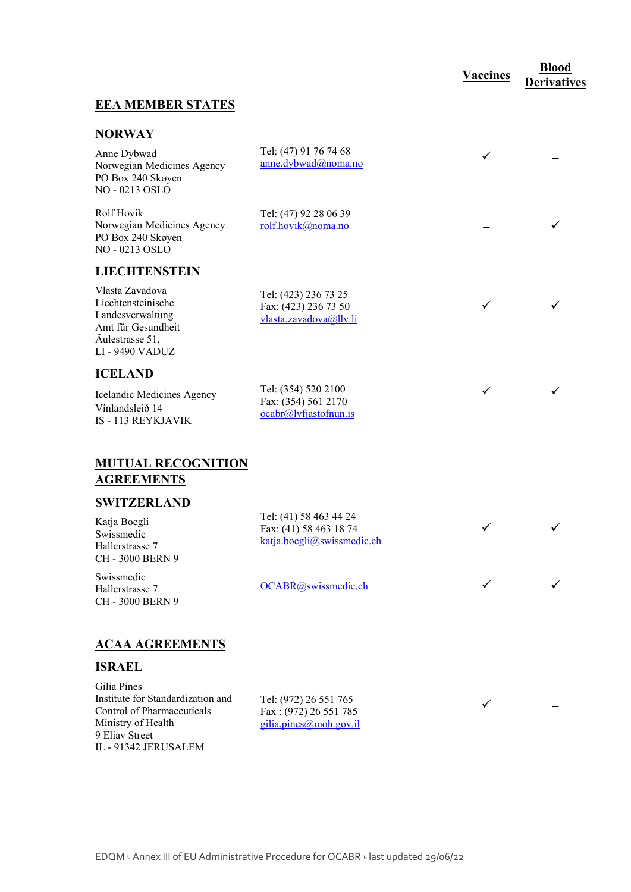| | Contact | Vaccines | Blood Derivatives |
|---|---|---|---|
| **EEA MEMBER STATES** | | | |
| **NORWAY** | | | |
| Anne Dybwad<br>Norwegian Medicines Agency<br>PO Box 240 Skøyen<br>NO - 0213 OSLO | Tel: (47) 91 76 74 68<br>anne.dybwad@noma.no | ✓ | – |
| Rolf Hovik<br>Norwegian Medicines Agency<br>PO Box 240 Skøyen<br>NO - 0213 OSLO | Tel: (47) 92 28 06 39<br>rolf.hovik@noma.no | – | ✓ |
| **LIECHTENSTEIN** | | | |
| Vlasta Zavadova<br>Liechtensteinische Landesverwaltung<br>Amt für Gesundheit<br>Äulestrasse 51,<br>LI - 9490 VADUZ | Tel: (423) 236 73 25<br>Fax: (423) 236 73 50<br>vlasta.zavadova@llv.li | ✓ | ✓ |
| **ICELAND** | | | |
| Icelandic Medicines Agency<br>Vínlandsleið 14<br>IS - 113 REYKJAVIK | Tel: (354) 520 2100<br>Fax: (354) 561 2170<br>ocabr@lyfjastofnun.is | ✓ | ✓ |
| **MUTUAL RECOGNITION AGREEMENTS** | | | |
| **SWITZERLAND** | | | |
| Katja Boegli<br>Swissmedic<br>Hallerstrasse 7<br>CH - 3000 BERN 9 | Tel: (41) 58 463 44 24<br>Fax: (41) 58 463 18 74<br>katja.boegli@swissmedic.ch | ✓ | ✓ |
| Swissmedic<br>Hallerstrasse 7<br>CH - 3000 BERN 9 | OCABR@swissmedic.ch | ✓ | ✓ |
| **ACAA AGREEMENTS** | | | |
| **ISRAEL** | | | |
| Gilia Pines<br>Institute for Standardization and Control of Pharmaceuticals<br>Ministry of Health<br>9 Eliav Street<br>IL - 91342 JERUSALEM | Tel: (972) 26 551 765<br>Fax : (972) 26 551 785<br>gilia.pines@moh.gov.il | ✓ | – |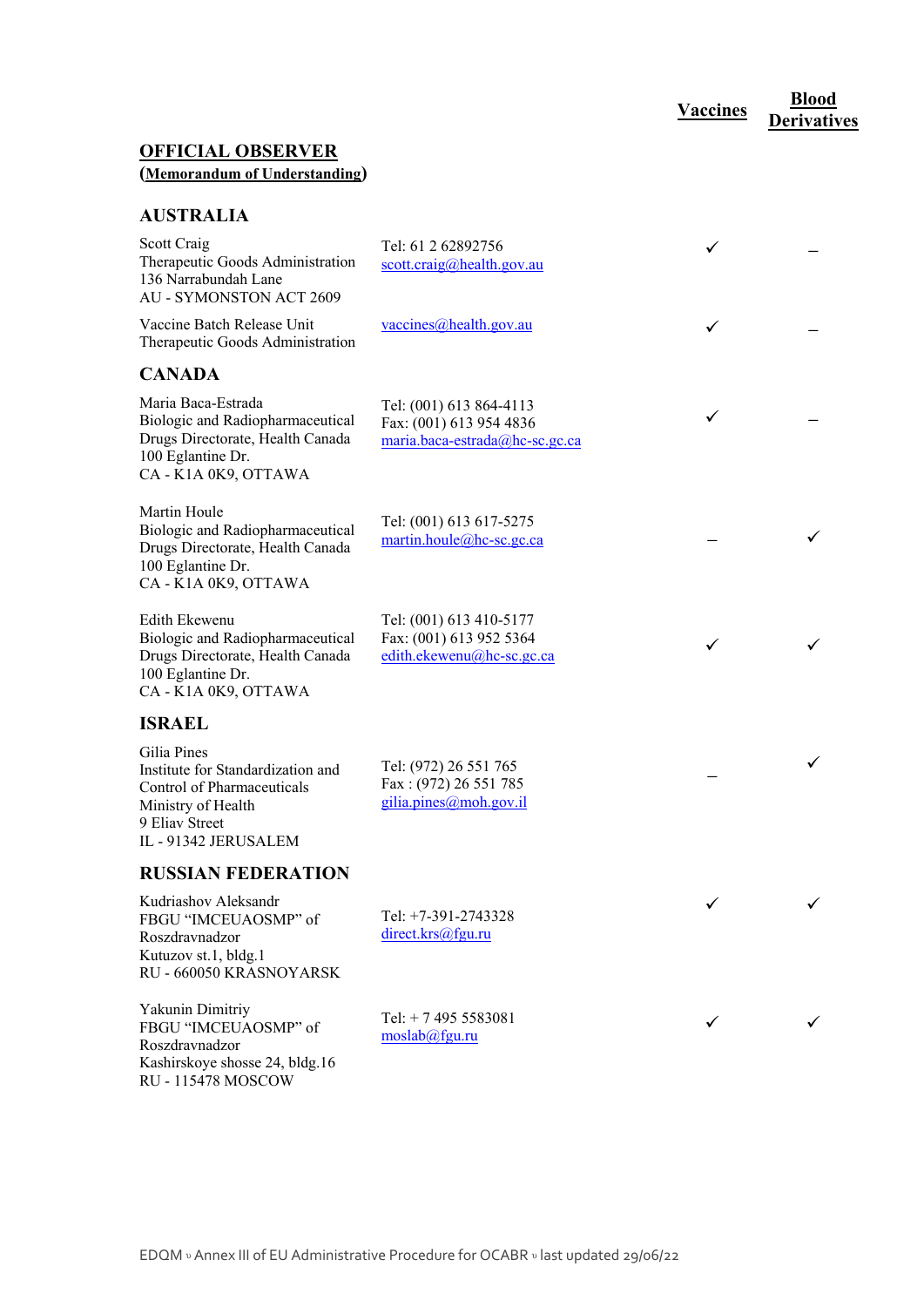## OFFICIAL OBSERVER

**(Memorandum of Understanding)**

| | | Vaccines | Blood Derivatives |
|---|---|---|---|
| **AUSTRALIA** | | | |
| Scott Craig<br>Therapeutic Goods Administration<br>136 Narrabundah Lane<br>AU - SYMONSTON ACT 2609 | Tel: 61 2 62892756<br>scott.craig@health.gov.au | ✓ | – |
| Vaccine Batch Release Unit<br>Therapeutic Goods Administration | vaccines@health.gov.au | ✓ | – |
| **CANADA** | | | |
| Maria Baca-Estrada<br>Biologic and Radiopharmaceutical Drugs Directorate, Health Canada<br>100 Eglantine Dr.<br>CA - K1A 0K9, OTTAWA | Tel: (001) 613 864-4113<br>Fax: (001) 613 954 4836<br>maria.baca-estrada@hc-sc.gc.ca | ✓ | – |
| Martin Houle<br>Biologic and Radiopharmaceutical Drugs Directorate, Health Canada<br>100 Eglantine Dr.<br>CA - K1A 0K9, OTTAWA | Tel: (001) 613 617-5275<br>martin.houle@hc-sc.gc.ca | – | ✓ |
| Edith Ekewenu<br>Biologic and Radiopharmaceutical Drugs Directorate, Health Canada<br>100 Eglantine Dr.<br>CA - K1A 0K9, OTTAWA | Tel: (001) 613 410-5177<br>Fax: (001) 613 952 5364<br>edith.ekewenu@hc-sc.gc.ca | ✓ | ✓ |
| **ISRAEL** | | | |
| Gilia Pines<br>Institute for Standardization and Control of Pharmaceuticals<br>Ministry of Health<br>9 Eliav Street<br>IL - 91342 JERUSALEM | Tel: (972) 26 551 765<br>Fax : (972) 26 551 785<br>gilia.pines@moh.gov.il | – | ✓ |
| **RUSSIAN FEDERATION** | | | |
| Kudriashov Aleksandr<br>FBGU "IMCEUAOSMP" of Roszdravnadzor<br>Kutuzov st.1, bldg.1<br>RU - 660050 KRASNOYARSK | Tel: +7-391-2743328<br>direct.krs@fgu.ru | ✓ | ✓ |
| Yakunin Dimitriy<br>FBGU "IMCEUAOSMP" of Roszdravnadzor<br>Kashirskoye shosse 24, bldg.16<br>RU - 115478 MOSCOW | Tel: + 7 495 5583081<br>moslab@fgu.ru | ✓ | ✓ |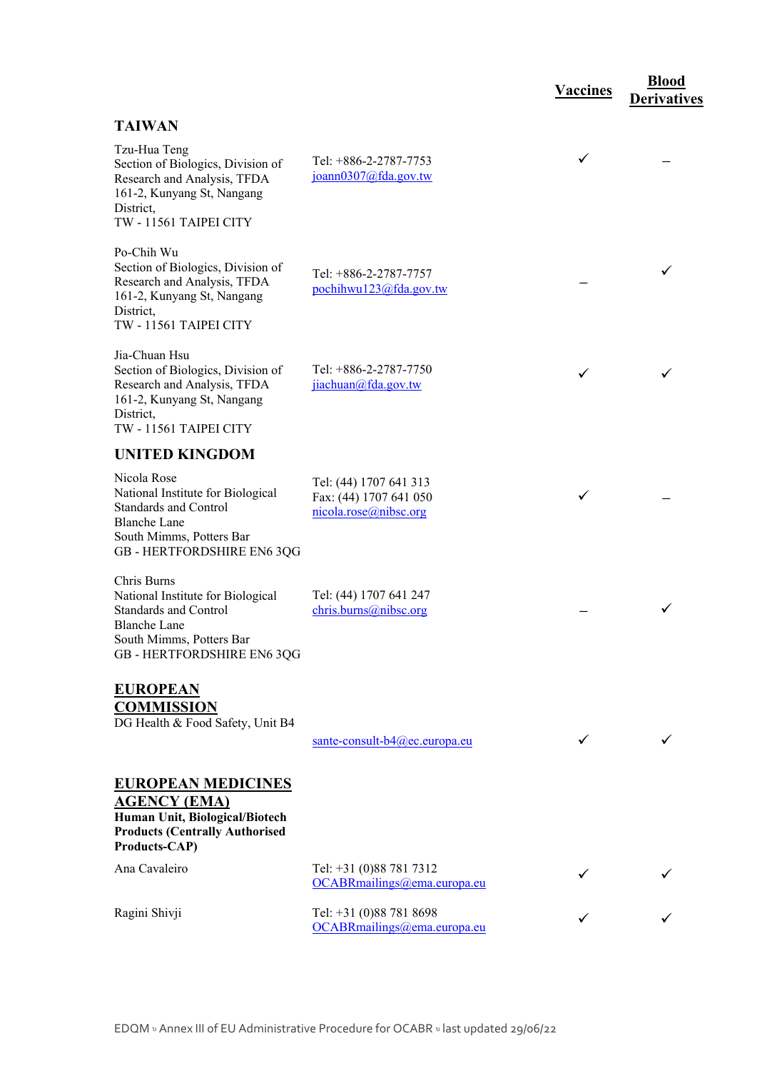| | | Vaccines | Blood Derivatives |
|---|---|---|---|
| **TAIWAN** | | | |
| Tzu-Hua Teng<br>Section of Biologics, Division of Research and Analysis, TFDA<br>161-2, Kunyang St, Nangang District,<br>TW - 11561 TAIPEI CITY | Tel: +886-2-2787-7753<br>joann0307@fda.gov.tw | ✓ | – |
| Po-Chih Wu<br>Section of Biologics, Division of Research and Analysis, TFDA<br>161-2, Kunyang St, Nangang District,<br>TW - 11561 TAIPEI CITY | Tel: +886-2-2787-7757<br>pochihwu123@fda.gov.tw | – | ✓ |
| Jia-Chuan Hsu<br>Section of Biologics, Division of Research and Analysis, TFDA<br>161-2, Kunyang St, Nangang District,<br>TW - 11561 TAIPEI CITY | Tel: +886-2-2787-7750<br>jiachuan@fda.gov.tw | ✓ | ✓ |
| **UNITED KINGDOM** | | | |
| Nicola Rose<br>National Institute for Biological Standards and Control<br>Blanche Lane<br>South Mimms, Potters Bar<br>GB - HERTFORDSHIRE EN6 3QG | Tel: (44) 1707 641 313<br>Fax: (44) 1707 641 050<br>nicola.rose@nibsc.org | ✓ | – |
| Chris Burns<br>National Institute for Biological Standards and Control<br>Blanche Lane<br>South Mimms, Potters Bar<br>GB - HERTFORDSHIRE EN6 3QG | Tel: (44) 1707 641 247<br>chris.burns@nibsc.org | – | ✓ |
| **EUROPEAN COMMISSION**<br>DG Health & Food Safety, Unit B4 | sante-consult-b4@ec.europa.eu | ✓ | ✓ |
| **EUROPEAN MEDICINES AGENCY (EMA)**<br>**Human Unit, Biological/Biotech Products (Centrally Authorised Products-CAP)** | | | |
| Ana Cavaleiro | Tel: +31 (0)88 781 7312<br>OCABRmailings@ema.europa.eu | ✓ | ✓ |
| Ragini Shivji | Tel: +31 (0)88 781 8698<br>OCABRmailings@ema.europa.eu | ✓ | ✓ |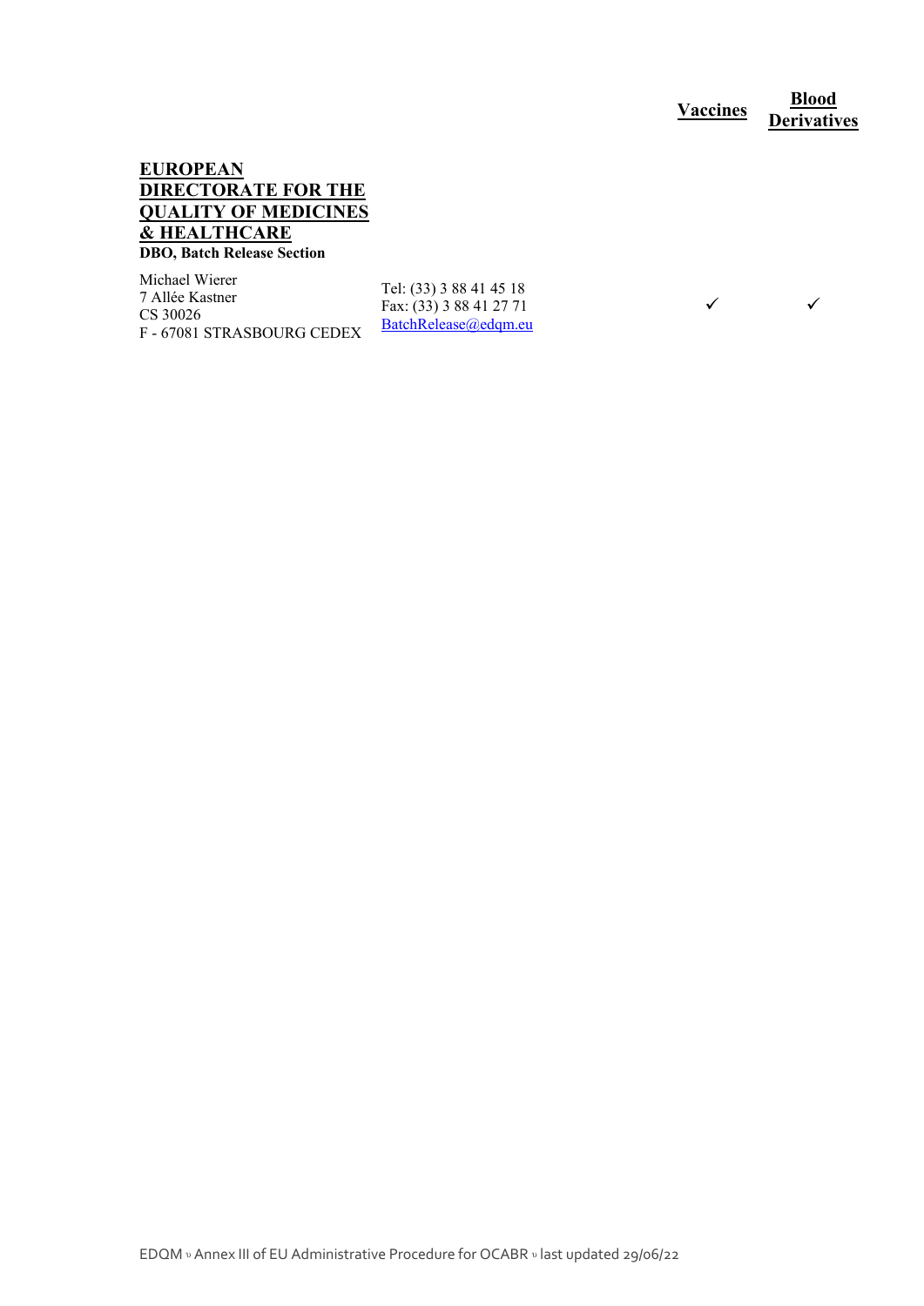| | | Vaccines | Blood Derivatives |
|---|---|---|---|
| **EUROPEAN DIRECTORATE FOR THE QUALITY OF MEDICINES & HEALTHCARE**<br>**DBO, Batch Release Section**<br><br>Michael Wierer<br>7 Allée Kastner<br>CS 30026<br>F - 67081 STRASBOURG CEDEX | Tel: (33) 3 88 41 45 18<br>Fax: (33) 3 88 41 27 71<br>BatchRelease@edqm.eu | ✓ | ✓ |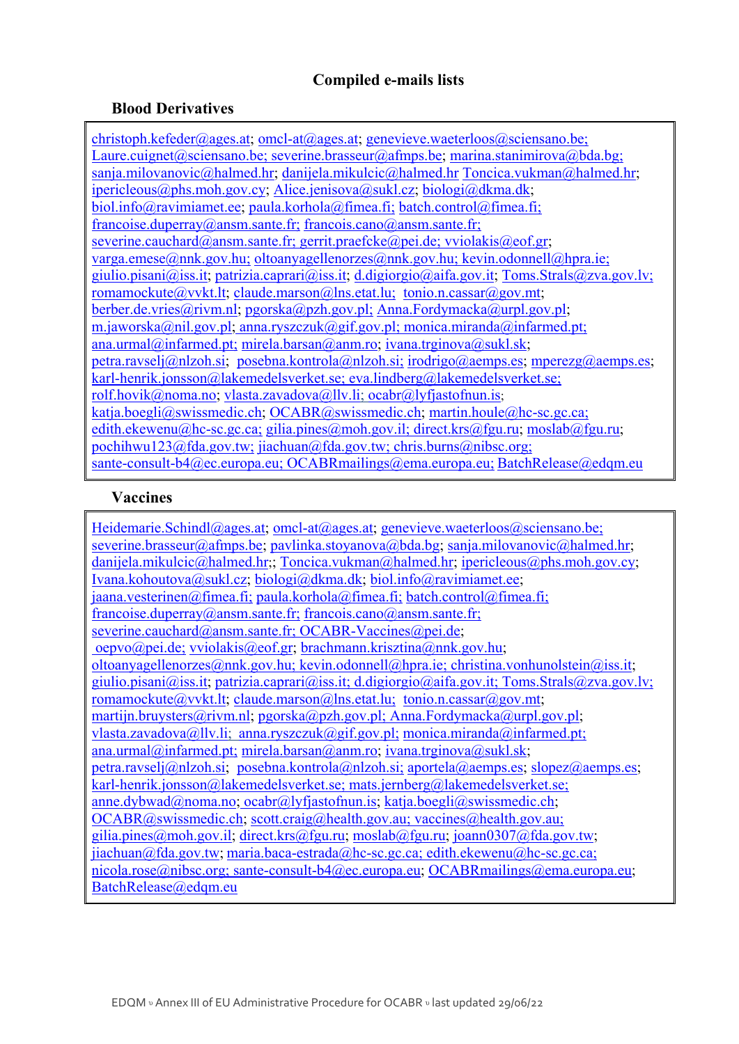### Compiled e-mails lists

#### Blood Derivatives

christoph.kefeder@ages.at; omcl-at@ages.at; genevieve.waeterloos@sciensano.be; Laure.cuignet@sciensano.be; severine.brasseur@afmps.be; marina.stanimirova@bda.bg; sanja.milovanovic@halmed.hr; danijela.mikulcic@halmed.hr Toncica.vukman@halmed.hr; ipericleous@phs.moh.gov.cy; Alice.jenisova@sukl.cz; biologi@dkma.dk; biol.info@ravimiamet.ee; paula.korhola@fimea.fi; batch.control@fimea.fi; francoise.duperray@ansm.sante.fr; francois.cano@ansm.sante.fr; severine.cauchard@ansm.sante.fr; gerrit.praefcke@pei.de; vviolakis@eof.gr; varga.emese@nnk.gov.hu; oltoanyagellenorzes@nnk.gov.hu; kevin.odonnell@hpra.ie; giulio.pisani@iss.it; patrizia.caprari@iss.it; d.digiorgio@aifa.gov.it; Toms.Strals@zva.gov.lv; romamockute@vvkt.lt; claude.marson@lns.etat.lu; tonio.n.cassar@gov.mt; berber.de.vries@rivm.nl; pgorska@pzh.gov.pl; Anna.Fordymacka@urpl.gov.pl; m.jaworska@nil.gov.pl; anna.ryszczuk@gif.gov.pl; monica.miranda@infarmed.pt; ana.urmal@infarmed.pt; mirela.barsan@anm.ro; ivana.trginova@sukl.sk; petra.ravselj@nlzoh.si; posebna.kontrola@nlzoh.si; irodrigo@aemps.es; mperezg@aemps.es; karl-henrik.jonsson@lakemedelsverket.se; eva.lindberg@lakemedelsverket.se; rolf.hovik@noma.no; vlasta.zavadova@llv.li; ocabr@lyfjastofnun.is; katja.boegli@swissmedic.ch; OCABR@swissmedic.ch; martin.houle@hc-sc.gc.ca; edith.ekewenu@hc-sc.gc.ca; gilia.pines@moh.gov.il; direct.krs@fgu.ru; moslab@fgu.ru; pochihwu123@fda.gov.tw; jiachuan@fda.gov.tw; chris.burns@nibsc.org; sante-consult-b4@ec.europa.eu; OCABRmailings@ema.europa.eu; BatchRelease@edqm.eu

#### Vaccines

Heidemarie.Schindl@ages.at; omcl-at@ages.at; genevieve.waeterloos@sciensano.be; severine.brasseur@afmps.be; pavlinka.stoyanova@bda.bg; sanja.milovanovic@halmed.hr; danijela.mikulcic@halmed.hr;; Toncica.vukman@halmed.hr; ipericleous@phs.moh.gov.cy; Ivana.kohoutova@sukl.cz; biologi@dkma.dk; biol.info@ravimiamet.ee; jaana.vesterinen@fimea.fi; paula.korhola@fimea.fi; batch.control@fimea.fi; francoise.duperray@ansm.sante.fr; francois.cano@ansm.sante.fr; severine.cauchard@ansm.sante.fr; OCABR-Vaccines@pei.de; oepvo@pei.de; vviolakis@eof.gr; brachmann.krisztina@nnk.gov.hu; oltoanyagellenorzes@nnk.gov.hu; kevin.odonnell@hpra.ie; christina.vonhunolstein@iss.it; giulio.pisani@iss.it; patrizia.caprari@iss.it; d.digiorgio@aifa.gov.it; Toms.Strals@zva.gov.lv; romamockute@vvkt.lt; claude.marson@lns.etat.lu; tonio.n.cassar@gov.mt; martijn.bruysters@rivm.nl; pgorska@pzh.gov.pl; Anna.Fordymacka@urpl.gov.pl; vlasta.zavadova@llv.li; anna.ryszczuk@gif.gov.pl; monica.miranda@infarmed.pt; ana.urmal@infarmed.pt; mirela.barsan@anm.ro; ivana.trginova@sukl.sk; petra.ravselj@nlzoh.si; posebna.kontrola@nlzoh.si; aportela@aemps.es; slopez@aemps.es; karl-henrik.jonsson@lakemedelsverket.se; mats.jernberg@lakemedelsverket.se; anne.dybwad@noma.no; ocabr@lyfjastofnun.is; katja.boegli@swissmedic.ch; OCABR@swissmedic.ch; scott.craig@health.gov.au; vaccines@health.gov.au; gilia.pines@moh.gov.il; direct.krs@fgu.ru; moslab@fgu.ru; joann0307@fda.gov.tw; jiachuan@fda.gov.tw; maria.baca-estrada@hc-sc.gc.ca; edith.ekewenu@hc-sc.gc.ca; nicola.rose@nibsc.org; sante-consult-b4@ec.europa.eu; OCABRmailings@ema.europa.eu; BatchRelease@edqm.eu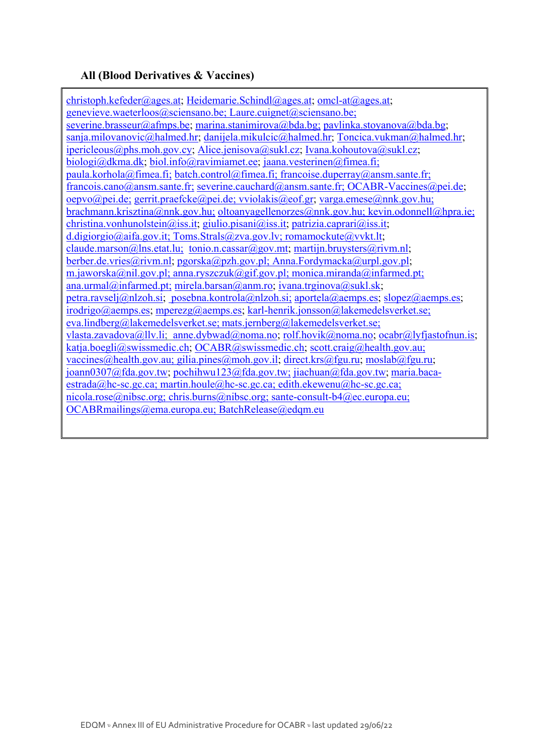**All (Blood Derivatives & Vaccines)**

christoph.kefeder@ages.at; Heidemarie.Schindl@ages.at; omcl-at@ages.at; genevieve.waeterloos@sciensano.be; Laure.cuignet@sciensano.be; severine.brasseur@afmps.be; marina.stanimirova@bda.bg; pavlinka.stoyanova@bda.bg; sanja.milovanovic@halmed.hr; danijela.mikulcic@halmed.hr; Toncica.vukman@halmed.hr; ipericleous@phs.moh.gov.cy; Alice.jenisova@sukl.cz; Ivana.kohoutova@sukl.cz; biologi@dkma.dk; biol.info@ravimiamet.ee; jaana.vesterinen@fimea.fi; paula.korhola@fimea.fi; batch.control@fimea.fi; francoise.duperray@ansm.sante.fr; francois.cano@ansm.sante.fr; severine.cauchard@ansm.sante.fr; OCABR-Vaccines@pei.de; oepvo@pei.de; gerrit.praefcke@pei.de; vviolakis@eof.gr; varga.emese@nnk.gov.hu; brachmann.krisztina@nnk.gov.hu; oltoanyagellenorzes@nnk.gov.hu; kevin.odonnell@hpra.ie; christina.vonhunolstein@iss.it; giulio.pisani@iss.it; patrizia.caprari@iss.it; d.digiorgio@aifa.gov.it; Toms.Strals@zva.gov.lv; romamockute@vvkt.lt; claude.marson@lns.etat.lu; tonio.n.cassar@gov.mt; martijn.bruysters@rivm.nl; berber.de.vries@rivm.nl; pgorska@pzh.gov.pl; Anna.Fordymacka@urpl.gov.pl; m.jaworska@nil.gov.pl; anna.ryszczuk@gif.gov.pl; monica.miranda@infarmed.pt; ana.urmal@infarmed.pt; mirela.barsan@anm.ro; ivana.trginova@sukl.sk; petra.ravselj@nlzoh.si; posebna.kontrola@nlzoh.si; aportela@aemps.es; slopez@aemps.es; irodrigo@aemps.es; mperezg@aemps.es; karl-henrik.jonsson@lakemedelsverket.se; eva.lindberg@lakemedelsverket.se; mats.jernberg@lakemedelsverket.se; vlasta.zavadova@llv.li; anne.dybwad@noma.no; rolf.hovik@noma.no; ocabr@lyfjastofnun.is; katja.boegli@swissmedic.ch; OCABR@swissmedic.ch; scott.craig@health.gov.au; vaccines@health.gov.au; gilia.pines@moh.gov.il; direct.krs@fgu.ru; moslab@fgu.ru; joann0307@fda.gov.tw; pochihwu123@fda.gov.tw; jiachuan@fda.gov.tw; maria.baca-estrada@hc-sc.gc.ca; martin.houle@hc-sc.gc.ca; edith.ekewenu@hc-sc.gc.ca; nicola.rose@nibsc.org; chris.burns@nibsc.org; sante-consult-b4@ec.europa.eu; OCABRmailings@ema.europa.eu; BatchRelease@edqm.eu